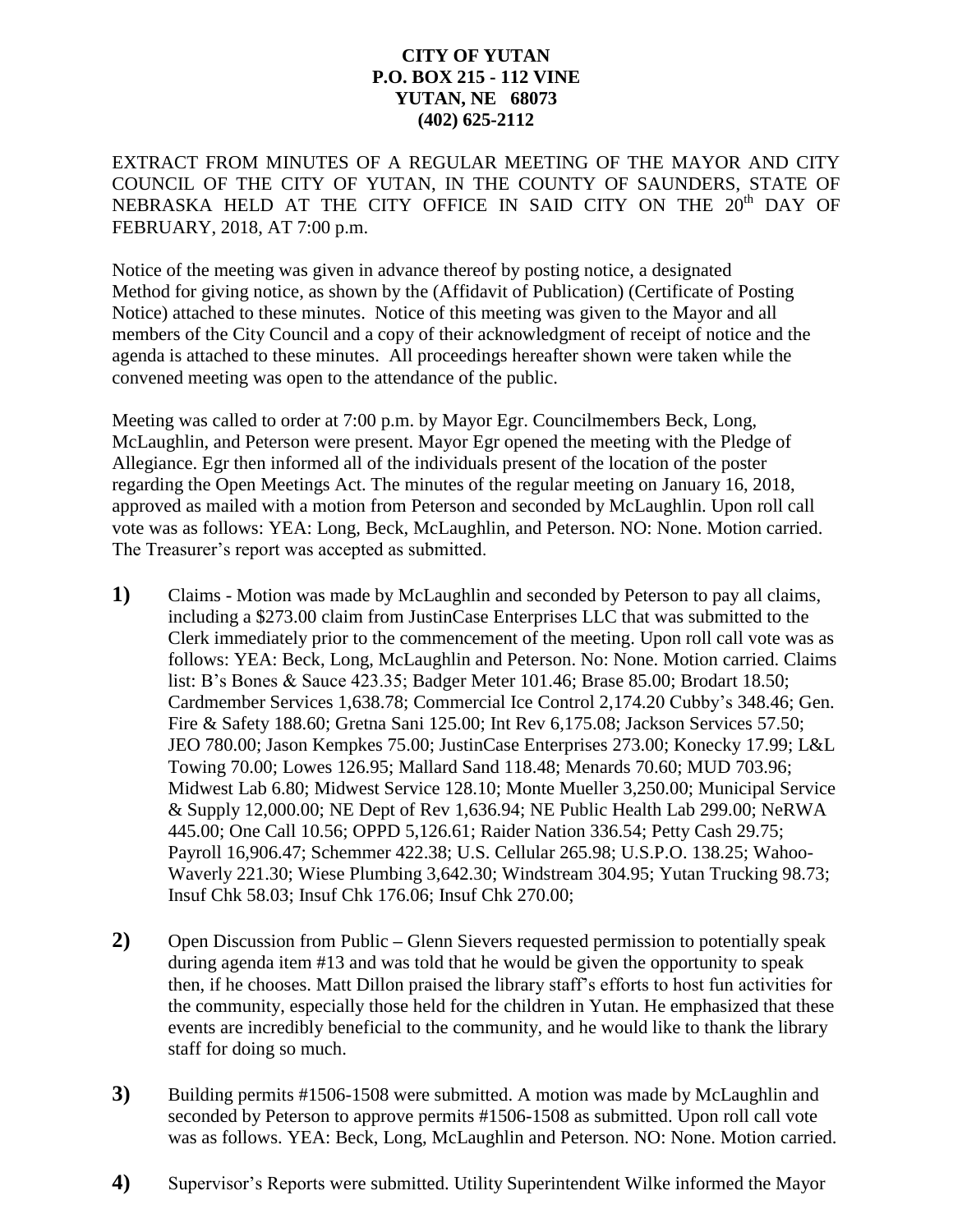**CITY OF YUTAN**
**P.O. BOX 215 - 112 VINE**
**YUTAN, NE 68073**
**(402) 625-2112**

EXTRACT FROM MINUTES OF A REGULAR MEETING OF THE MAYOR AND CITY COUNCIL OF THE CITY OF YUTAN, IN THE COUNTY OF SAUNDERS, STATE OF NEBRASKA HELD AT THE CITY OFFICE IN SAID CITY ON THE 20th DAY OF FEBRUARY, 2018, AT 7:00 p.m.

Notice of the meeting was given in advance thereof by posting notice, a designated Method for giving notice, as shown by the (Affidavit of Publication) (Certificate of Posting Notice) attached to these minutes. Notice of this meeting was given to the Mayor and all members of the City Council and a copy of their acknowledgment of receipt of notice and the agenda is attached to these minutes. All proceedings hereafter shown were taken while the convened meeting was open to the attendance of the public.

Meeting was called to order at 7:00 p.m. by Mayor Egr. Councilmembers Beck, Long, McLaughlin, and Peterson were present. Mayor Egr opened the meeting with the Pledge of Allegiance. Egr then informed all of the individuals present of the location of the poster regarding the Open Meetings Act. The minutes of the regular meeting on January 16, 2018, approved as mailed with a motion from Peterson and seconded by McLaughlin. Upon roll call vote was as follows: YEA: Long, Beck, McLaughlin, and Peterson. NO: None. Motion carried. The Treasurer's report was accepted as submitted.

**1)** Claims - Motion was made by McLaughlin and seconded by Peterson to pay all claims, including a $273.00 claim from JustinCase Enterprises LLC that was submitted to the Clerk immediately prior to the commencement of the meeting. Upon roll call vote was as follows: YEA: Beck, Long, McLaughlin and Peterson. No: None. Motion carried. Claims list: B's Bones & Sauce 423.35; Badger Meter 101.46; Brase 85.00; Brodart 18.50; Cardmember Services 1,638.78; Commercial Ice Control 2,174.20 Cubby's 348.46; Gen. Fire & Safety 188.60; Gretna Sani 125.00; Int Rev 6,175.08; Jackson Services 57.50; JEO 780.00; Jason Kempkes 75.00; JustinCase Enterprises 273.00; Konecky 17.99; L&L Towing 70.00; Lowes 126.95; Mallard Sand 118.48; Menards 70.60; MUD 703.96; Midwest Lab 6.80; Midwest Service 128.10; Monte Mueller 3,250.00; Municipal Service & Supply 12,000.00; NE Dept of Rev 1,636.94; NE Public Health Lab 299.00; NeRWA 445.00; One Call 10.56; OPPD 5,126.61; Raider Nation 336.54; Petty Cash 29.75; Payroll 16,906.47; Schemmer 422.38; U.S. Cellular 265.98; U.S.P.O. 138.25; Wahoo-Waverly 221.30; Wiese Plumbing 3,642.30; Windstream 304.95; Yutan Trucking 98.73; Insuf Chk 58.03; Insuf Chk 176.06; Insuf Chk 270.00;

**2)** Open Discussion from Public – Glenn Sievers requested permission to potentially speak during agenda item #13 and was told that he would be given the opportunity to speak then, if he chooses. Matt Dillon praised the library staff's efforts to host fun activities for the community, especially those held for the children in Yutan. He emphasized that these events are incredibly beneficial to the community, and he would like to thank the library staff for doing so much.

**3)** Building permits #1506-1508 were submitted. A motion was made by McLaughlin and seconded by Peterson to approve permits #1506-1508 as submitted. Upon roll call vote was as follows. YEA: Beck, Long, McLaughlin and Peterson. NO: None. Motion carried.

**4)** Supervisor's Reports were submitted. Utility Superintendent Wilke informed the Mayor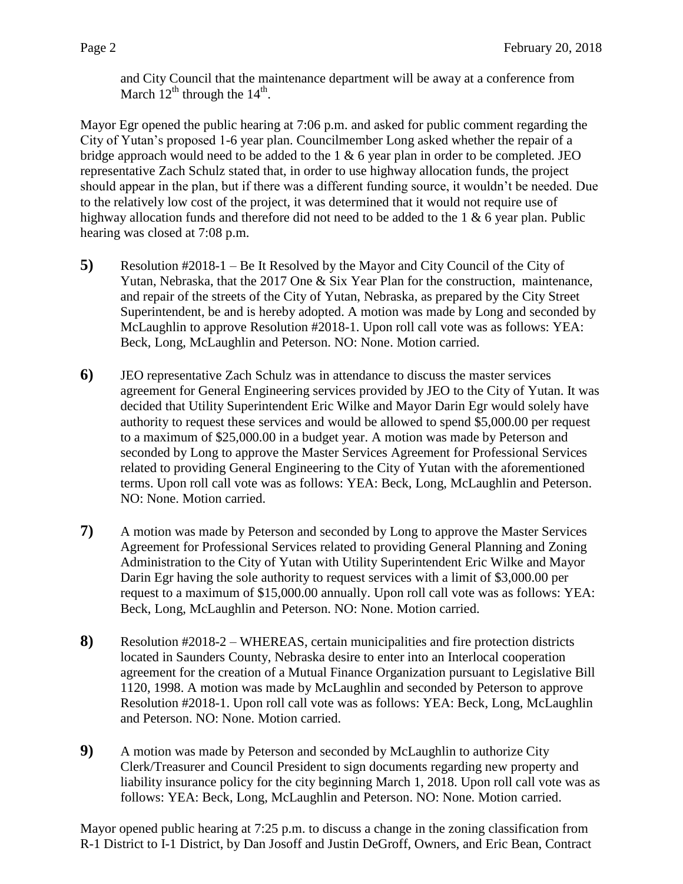and City Council that the maintenance department will be away at a conference from March 12th through the 14th.

Mayor Egr opened the public hearing at 7:06 p.m. and asked for public comment regarding the City of Yutan's proposed 1-6 year plan. Councilmember Long asked whether the repair of a bridge approach would need to be added to the 1 & 6 year plan in order to be completed. JEO representative Zach Schulz stated that, in order to use highway allocation funds, the project should appear in the plan, but if there was a different funding source, it wouldn't be needed. Due to the relatively low cost of the project, it was determined that it would not require use of highway allocation funds and therefore did not need to be added to the 1 & 6 year plan. Public hearing was closed at 7:08 p.m.

**5)** Resolution #2018-1 – Be It Resolved by the Mayor and City Council of the City of Yutan, Nebraska, that the 2017 One & Six Year Plan for the construction, maintenance, and repair of the streets of the City of Yutan, Nebraska, as prepared by the City Street Superintendent, be and is hereby adopted. A motion was made by Long and seconded by McLaughlin to approve Resolution #2018-1. Upon roll call vote was as follows: YEA: Beck, Long, McLaughlin and Peterson. NO: None. Motion carried.

**6)** JEO representative Zach Schulz was in attendance to discuss the master services agreement for General Engineering services provided by JEO to the City of Yutan. It was decided that Utility Superintendent Eric Wilke and Mayor Darin Egr would solely have authority to request these services and would be allowed to spend $5,000.00 per request to a maximum of $25,000.00 in a budget year. A motion was made by Peterson and seconded by Long to approve the Master Services Agreement for Professional Services related to providing General Engineering to the City of Yutan with the aforementioned terms. Upon roll call vote was as follows: YEA: Beck, Long, McLaughlin and Peterson. NO: None. Motion carried.

**7)** A motion was made by Peterson and seconded by Long to approve the Master Services Agreement for Professional Services related to providing General Planning and Zoning Administration to the City of Yutan with Utility Superintendent Eric Wilke and Mayor Darin Egr having the sole authority to request services with a limit of $3,000.00 per request to a maximum of $15,000.00 annually. Upon roll call vote was as follows: YEA: Beck, Long, McLaughlin and Peterson. NO: None. Motion carried.

**8)** Resolution #2018-2 – WHEREAS, certain municipalities and fire protection districts located in Saunders County, Nebraska desire to enter into an Interlocal cooperation agreement for the creation of a Mutual Finance Organization pursuant to Legislative Bill 1120, 1998. A motion was made by McLaughlin and seconded by Peterson to approve Resolution #2018-1. Upon roll call vote was as follows: YEA: Beck, Long, McLaughlin and Peterson. NO: None. Motion carried.

**9)** A motion was made by Peterson and seconded by McLaughlin to authorize City Clerk/Treasurer and Council President to sign documents regarding new property and liability insurance policy for the city beginning March 1, 2018. Upon roll call vote was as follows: YEA: Beck, Long, McLaughlin and Peterson. NO: None. Motion carried.

Mayor opened public hearing at 7:25 p.m. to discuss a change in the zoning classification from R-1 District to I-1 District, by Dan Josoff and Justin DeGroff, Owners, and Eric Bean, Contract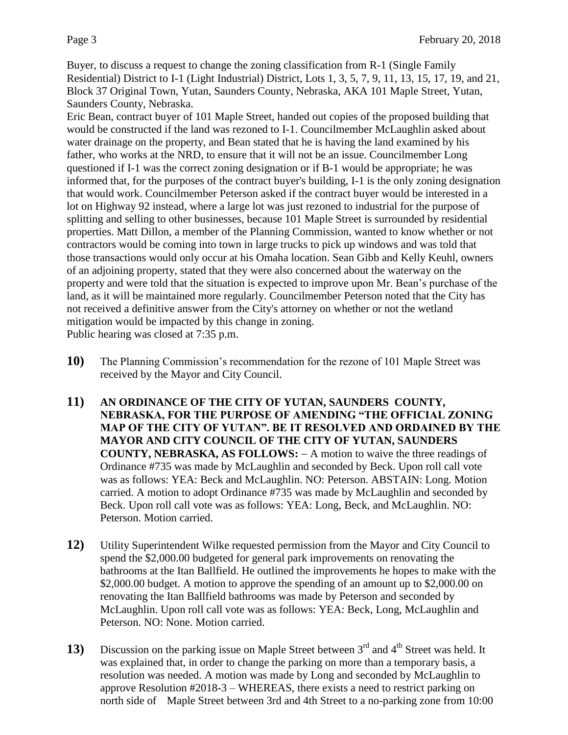Buyer, to discuss a request to change the zoning classification from R-1 (Single Family Residential) District to I-1 (Light Industrial) District, Lots 1, 3, 5, 7, 9, 11, 13, 15, 17, 19, and 21, Block 37 Original Town, Yutan, Saunders County, Nebraska, AKA 101 Maple Street, Yutan, Saunders County, Nebraska.

Eric Bean, contract buyer of 101 Maple Street, handed out copies of the proposed building that would be constructed if the land was rezoned to I-1. Councilmember McLaughlin asked about water drainage on the property, and Bean stated that he is having the land examined by his father, who works at the NRD, to ensure that it will not be an issue. Councilmember Long questioned if I-1 was the correct zoning designation or if B-1 would be appropriate; he was informed that, for the purposes of the contract buyer's building, I-1 is the only zoning designation that would work. Councilmember Peterson asked if the contract buyer would be interested in a lot on Highway 92 instead, where a large lot was just rezoned to industrial for the purpose of splitting and selling to other businesses, because 101 Maple Street is surrounded by residential properties. Matt Dillon, a member of the Planning Commission, wanted to know whether or not contractors would be coming into town in large trucks to pick up windows and was told that those transactions would only occur at his Omaha location. Sean Gibb and Kelly Keuhl, owners of an adjoining property, stated that they were also concerned about the waterway on the property and were told that the situation is expected to improve upon Mr. Bean's purchase of the land, as it will be maintained more regularly. Councilmember Peterson noted that the City has not received a definitive answer from the City's attorney on whether or not the wetland mitigation would be impacted by this change in zoning.

Public hearing was closed at 7:35 p.m.

**10)** The Planning Commission's recommendation for the rezone of 101 Maple Street was received by the Mayor and City Council.

**11)** **AN ORDINANCE OF THE CITY OF YUTAN, SAUNDERS COUNTY, NEBRASKA, FOR THE PURPOSE OF AMENDING "THE OFFICIAL ZONING MAP OF THE CITY OF YUTAN". BE IT RESOLVED AND ORDAINED BY THE MAYOR AND CITY COUNCIL OF THE CITY OF YUTAN, SAUNDERS COUNTY, NEBRASKA, AS FOLLOWS:** – A motion to waive the three readings of Ordinance #735 was made by McLaughlin and seconded by Beck. Upon roll call vote was as follows: YEA: Beck and McLaughlin. NO: Peterson. ABSTAIN: Long. Motion carried. A motion to adopt Ordinance #735 was made by McLaughlin and seconded by Beck. Upon roll call vote was as follows: YEA: Long, Beck, and McLaughlin. NO: Peterson. Motion carried.

**12)** Utility Superintendent Wilke requested permission from the Mayor and City Council to spend the $2,000.00 budgeted for general park improvements on renovating the bathrooms at the Itan Ballfield. He outlined the improvements he hopes to make with the $2,000.00 budget. A motion to approve the spending of an amount up to $2,000.00 on renovating the Itan Ballfield bathrooms was made by Peterson and seconded by McLaughlin. Upon roll call vote was as follows: YEA: Beck, Long, McLaughlin and Peterson. NO: None. Motion carried.

**13)** Discussion on the parking issue on Maple Street between 3rd and 4th Street was held. It was explained that, in order to change the parking on more than a temporary basis, a resolution was needed. A motion was made by Long and seconded by McLaughlin to approve Resolution #2018-3 – WHEREAS, there exists a need to restrict parking on north side of Maple Street between 3rd and 4th Street to a no-parking zone from 10:00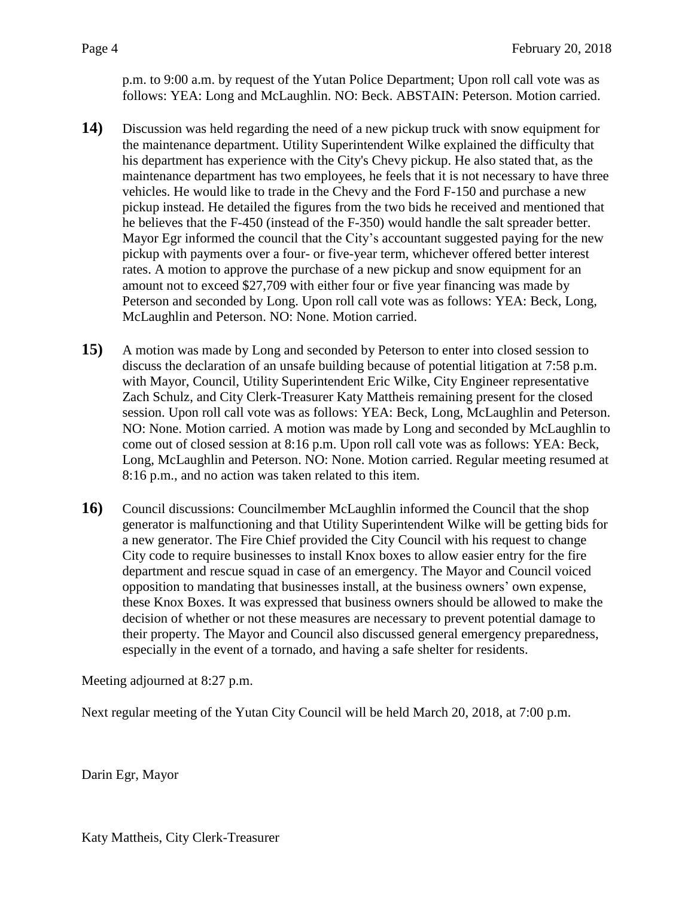p.m. to 9:00 a.m. by request of the Yutan Police Department; Upon roll call vote was as follows: YEA: Long and McLaughlin. NO: Beck. ABSTAIN: Peterson. Motion carried.

**14)** Discussion was held regarding the need of a new pickup truck with snow equipment for the maintenance department. Utility Superintendent Wilke explained the difficulty that his department has experience with the City's Chevy pickup. He also stated that, as the maintenance department has two employees, he feels that it is not necessary to have three vehicles. He would like to trade in the Chevy and the Ford F-150 and purchase a new pickup instead. He detailed the figures from the two bids he received and mentioned that he believes that the F-450 (instead of the F-350) would handle the salt spreader better. Mayor Egr informed the council that the City's accountant suggested paying for the new pickup with payments over a four- or five-year term, whichever offered better interest rates. A motion to approve the purchase of a new pickup and snow equipment for an amount not to exceed $27,709 with either four or five year financing was made by Peterson and seconded by Long. Upon roll call vote was as follows: YEA: Beck, Long, McLaughlin and Peterson. NO: None. Motion carried.

**15)** A motion was made by Long and seconded by Peterson to enter into closed session to discuss the declaration of an unsafe building because of potential litigation at 7:58 p.m. with Mayor, Council, Utility Superintendent Eric Wilke, City Engineer representative Zach Schulz, and City Clerk-Treasurer Katy Mattheis remaining present for the closed session. Upon roll call vote was as follows: YEA: Beck, Long, McLaughlin and Peterson. NO: None. Motion carried. A motion was made by Long and seconded by McLaughlin to come out of closed session at 8:16 p.m. Upon roll call vote was as follows: YEA: Beck, Long, McLaughlin and Peterson. NO: None. Motion carried. Regular meeting resumed at 8:16 p.m., and no action was taken related to this item.

**16)** Council discussions: Councilmember McLaughlin informed the Council that the shop generator is malfunctioning and that Utility Superintendent Wilke will be getting bids for a new generator. The Fire Chief provided the City Council with his request to change City code to require businesses to install Knox boxes to allow easier entry for the fire department and rescue squad in case of an emergency. The Mayor and Council voiced opposition to mandating that businesses install, at the business owners' own expense, these Knox Boxes. It was expressed that business owners should be allowed to make the decision of whether or not these measures are necessary to prevent potential damage to their property. The Mayor and Council also discussed general emergency preparedness, especially in the event of a tornado, and having a safe shelter for residents.

Meeting adjourned at 8:27 p.m.

Next regular meeting of the Yutan City Council will be held March 20, 2018, at 7:00 p.m.

Darin Egr, Mayor

Katy Mattheis, City Clerk-Treasurer